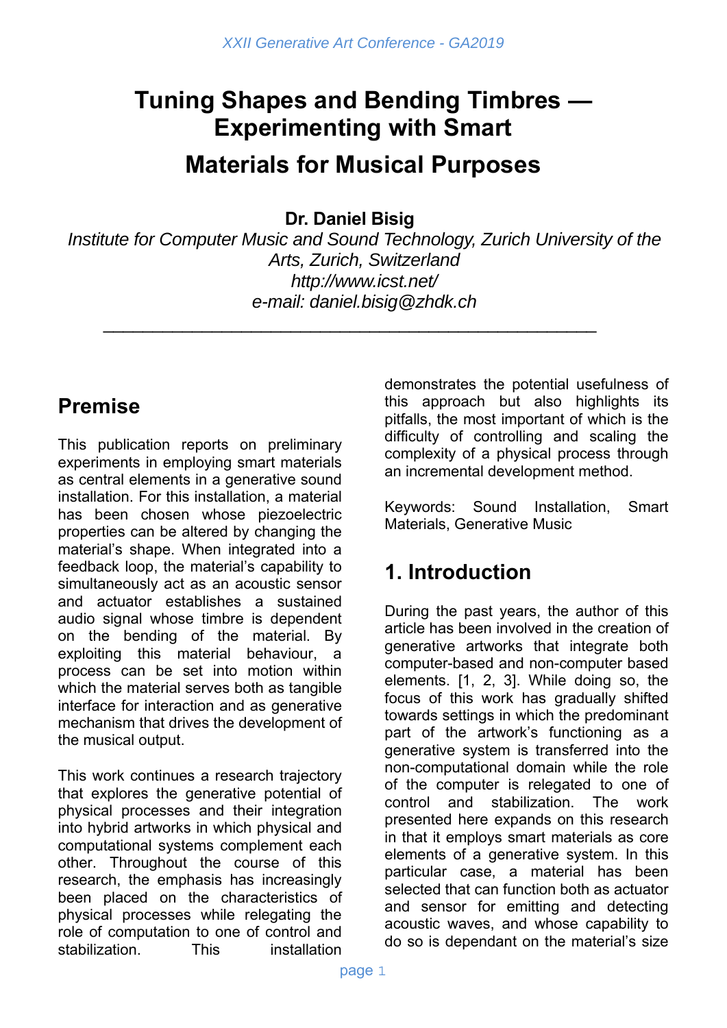# Tuning Shapes and Bending Timbres — Experimenting with Smart Materials for Musical Purposes

**Dr. Daniel Bisig**

*Institute for Computer Music and Sound Technology, Zurich University of the Arts, Zurich, Switzerland*
*http://www.icst.net/*
*e-mail: daniel.bisig@zhdk.ch*

---

## Premise

This publication reports on preliminary experiments in employing smart materials as central elements in a generative sound installation. For this installation, a material has been chosen whose piezoelectric properties can be altered by changing the material's shape. When integrated into a feedback loop, the material's capability to simultaneously act as an acoustic sensor and actuator establishes a sustained audio signal whose timbre is dependent on the bending of the material. By exploiting this material behaviour, a process can be set into motion within which the material serves both as tangible interface for interaction and as generative mechanism that drives the development of the musical output.

This work continues a research trajectory that explores the generative potential of physical processes and their integration into hybrid artworks in which physical and computational systems complement each other. Throughout the course of this research, the emphasis has increasingly been placed on the characteristics of physical processes while relegating the role of computation to one of control and stabilization. This installation demonstrates the potential usefulness of this approach but also highlights its pitfalls, the most important of which is the difficulty of controlling and scaling the complexity of a physical process through an incremental development method.

Keywords: Sound Installation, Smart Materials, Generative Music

## 1. Introduction

During the past years, the author of this article has been involved in the creation of generative artworks that integrate both computer-based and non-computer based elements. [1, 2, 3]. While doing so, the focus of this work has gradually shifted towards settings in which the predominant part of the artwork's functioning as a generative system is transferred into the non-computational domain while the role of the computer is relegated to one of control and stabilization. The work presented here expands on this research in that it employs smart materials as core elements of a generative system. In this particular case, a material has been selected that can function both as actuator and sensor for emitting and detecting acoustic waves, and whose capability to do so is dependant on the material's size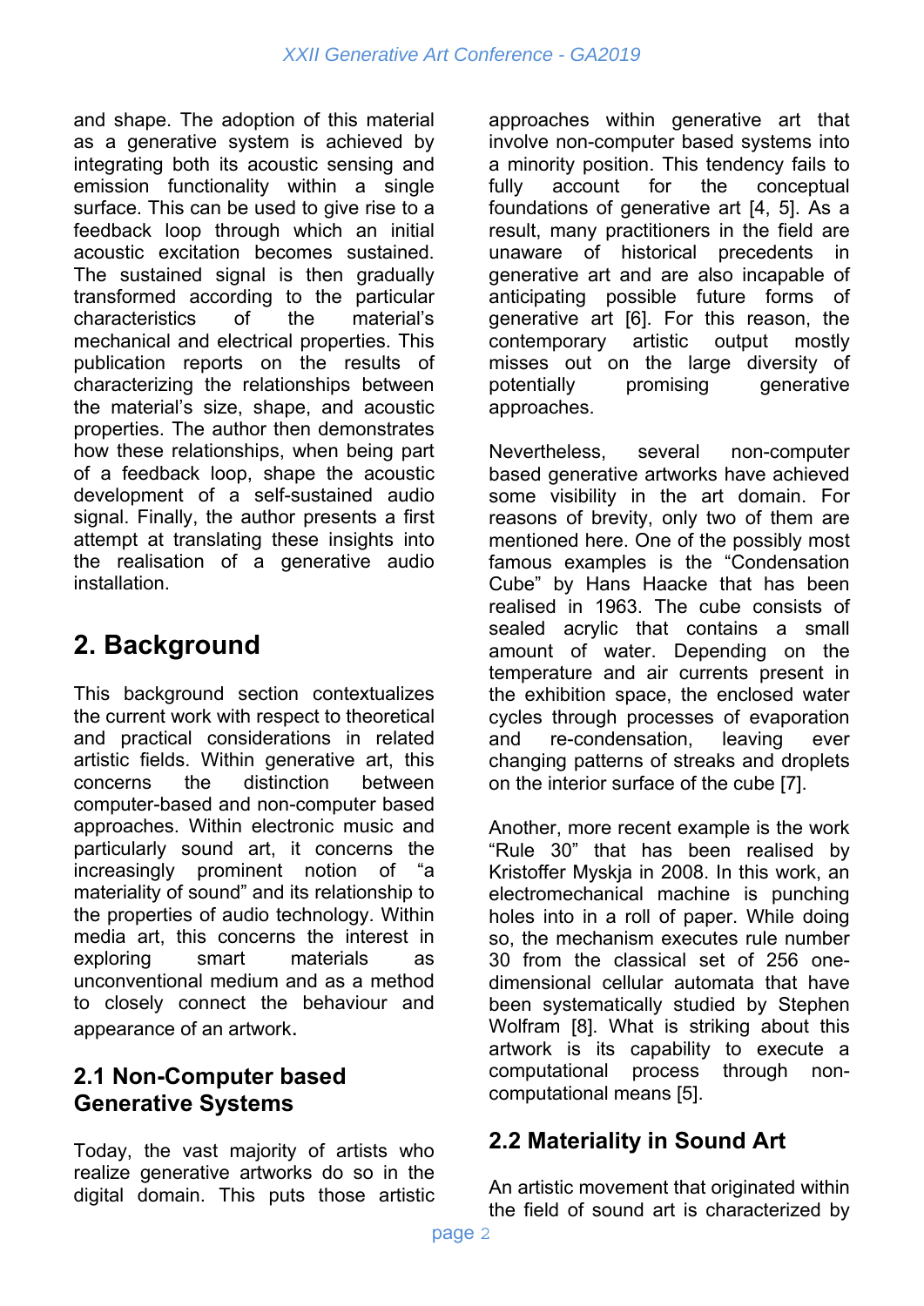and shape. The adoption of this material as a generative system is achieved by integrating both its acoustic sensing and emission functionality within a single surface. This can be used to give rise to a feedback loop through which an initial acoustic excitation becomes sustained. The sustained signal is then gradually transformed according to the particular characteristics of the material's mechanical and electrical properties. This publication reports on the results of characterizing the relationships between the material's size, shape, and acoustic properties. The author then demonstrates how these relationships, when being part of a feedback loop, shape the acoustic development of a self-sustained audio signal. Finally, the author presents a first attempt at translating these insights into the realisation of a generative audio installation.

# 2. Background

This background section contextualizes the current work with respect to theoretical and practical considerations in related artistic fields. Within generative art, this concerns the distinction between computer-based and non-computer based approaches. Within electronic music and particularly sound art, it concerns the increasingly prominent notion of "a materiality of sound" and its relationship to the properties of audio technology. Within media art, this concerns the interest in exploring smart materials as unconventional medium and as a method to closely connect the behaviour and appearance of an artwork.

## 2.1 Non-Computer based Generative Systems

Today, the vast majority of artists who realize generative artworks do so in the digital domain. This puts those artistic approaches within generative art that involve non-computer based systems into a minority position. This tendency fails to fully account for the conceptual foundations of generative art [4, 5]. As a result, many practitioners in the field are unaware of historical precedents in generative art and are also incapable of anticipating possible future forms of generative art [6]. For this reason, the contemporary artistic output mostly misses out on the large diversity of potentially promising generative approaches.

Nevertheless, several non-computer based generative artworks have achieved some visibility in the art domain. For reasons of brevity, only two of them are mentioned here. One of the possibly most famous examples is the "Condensation Cube" by Hans Haacke that has been realised in 1963. The cube consists of sealed acrylic that contains a small amount of water. Depending on the temperature and air currents present in the exhibition space, the enclosed water cycles through processes of evaporation and re-condensation, leaving ever changing patterns of streaks and droplets on the interior surface of the cube [7].

Another, more recent example is the work "Rule 30" that has been realised by Kristoffer Myskja in 2008. In this work, an electromechanical machine is punching holes into in a roll of paper. While doing so, the mechanism executes rule number 30 from the classical set of 256 one-dimensional cellular automata that have been systematically studied by Stephen Wolfram [8]. What is striking about this artwork is its capability to execute a computational process through non-computational means [5].

## 2.2 Materiality in Sound Art

An artistic movement that originated within the field of sound art is characterized by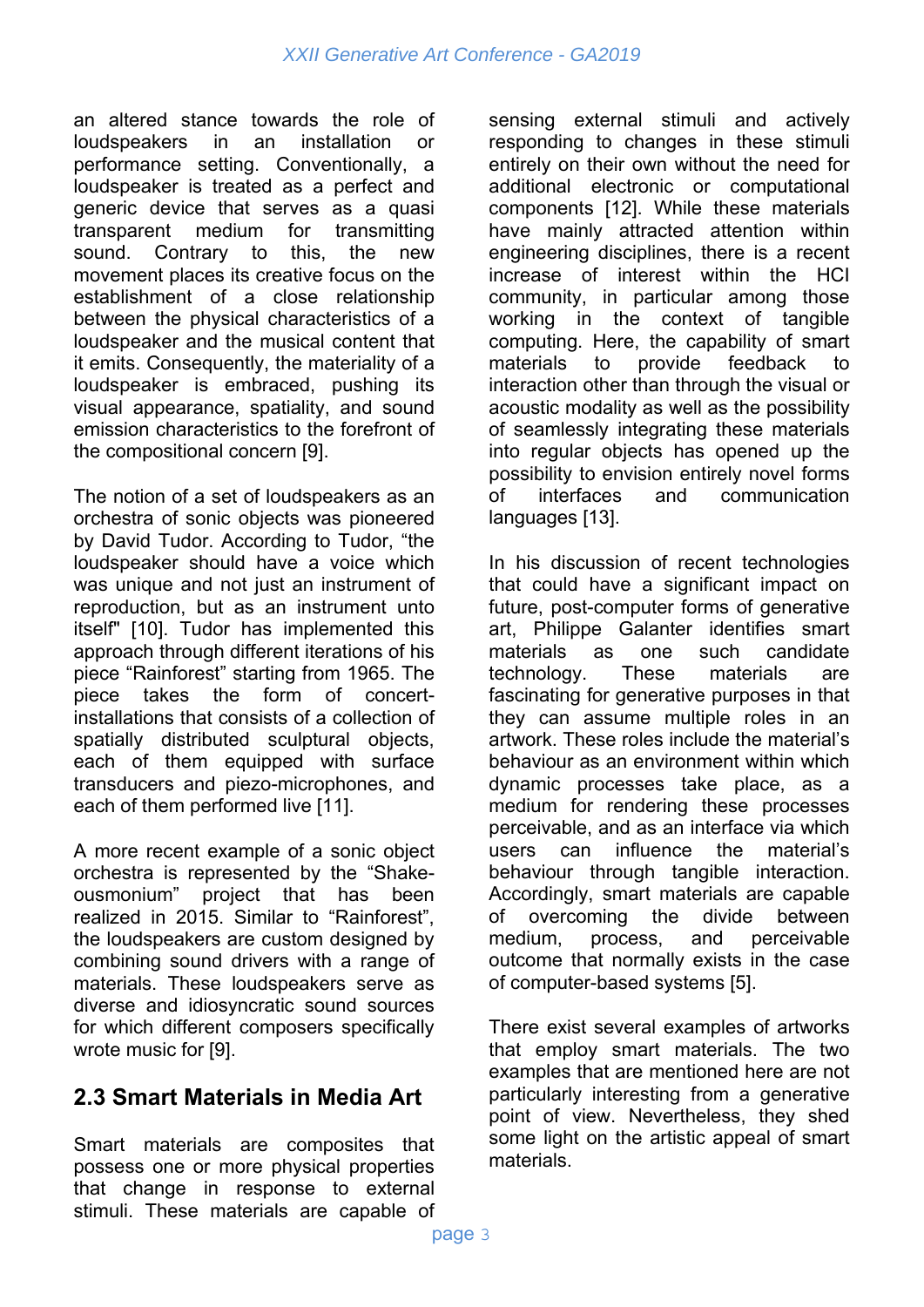an altered stance towards the role of loudspeakers in an installation or performance setting. Conventionally, a loudspeaker is treated as a perfect and generic device that serves as a quasi transparent medium for transmitting sound. Contrary to this, the new movement places its creative focus on the establishment of a close relationship between the physical characteristics of a loudspeaker and the musical content that it emits. Consequently, the materiality of a loudspeaker is embraced, pushing its visual appearance, spatiality, and sound emission characteristics to the forefront of the compositional concern [9].

The notion of a set of loudspeakers as an orchestra of sonic objects was pioneered by David Tudor. According to Tudor, “the loudspeaker should have a voice which was unique and not just an instrument of reproduction, but as an instrument unto itself" [10]. Tudor has implemented this approach through different iterations of his piece “Rainforest” starting from 1965. The piece takes the form of concert-installations that consists of a collection of spatially distributed sculptural objects, each of them equipped with surface transducers and piezo-microphones, and each of them performed live [11].

A more recent example of a sonic object orchestra is represented by the “Shake-ousmonium” project that has been realized in 2015. Similar to “Rainforest”, the loudspeakers are custom designed by combining sound drivers with a range of materials. These loudspeakers serve as diverse and idiosyncratic sound sources for which different composers specifically wrote music for [9].

## 2.3 Smart Materials in Media Art

Smart materials are composites that possess one or more physical properties that change in response to external stimuli. These materials are capable of sensing external stimuli and actively responding to changes in these stimuli entirely on their own without the need for additional electronic or computational components [12]. While these materials have mainly attracted attention within engineering disciplines, there is a recent increase of interest within the HCI community, in particular among those working in the context of tangible computing. Here, the capability of smart materials to provide feedback to interaction other than through the visual or acoustic modality as well as the possibility of seamlessly integrating these materials into regular objects has opened up the possibility to envision entirely novel forms of interfaces and communication languages [13].

In his discussion of recent technologies that could have a significant impact on future, post-computer forms of generative art, Philippe Galanter identifies smart materials as one such candidate technology. These materials are fascinating for generative purposes in that they can assume multiple roles in an artwork. These roles include the material’s behaviour as an environment within which dynamic processes take place, as a medium for rendering these processes perceivable, and as an interface via which users can influence the material’s behaviour through tangible interaction. Accordingly, smart materials are capable of overcoming the divide between medium, process, and perceivable outcome that normally exists in the case of computer-based systems [5].

There exist several examples of artworks that employ smart materials. The two examples that are mentioned here are not particularly interesting from a generative point of view. Nevertheless, they shed some light on the artistic appeal of smart materials.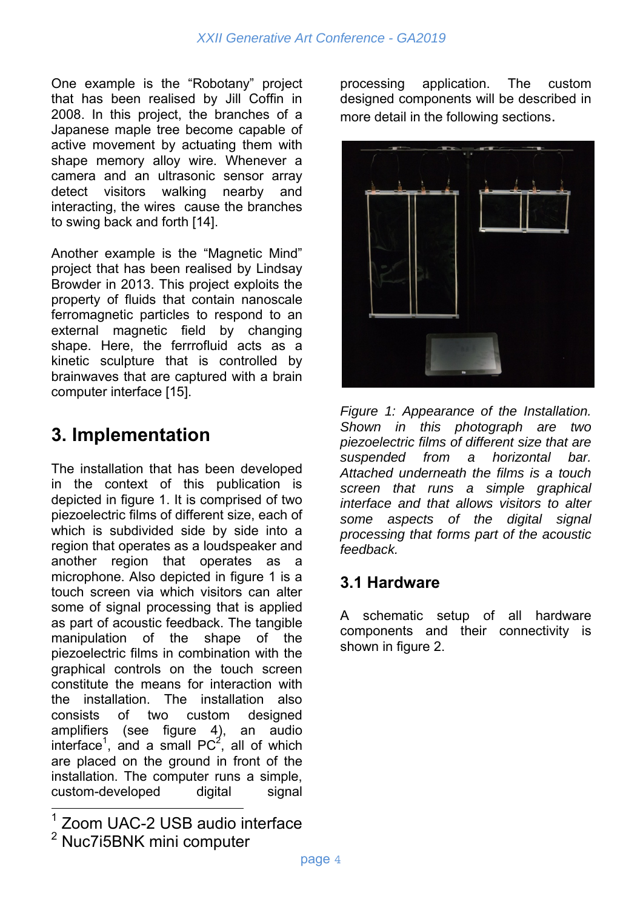One example is the "Robotany" project that has been realised by Jill Coffin in 2008. In this project, the branches of a Japanese maple tree become capable of active movement by actuating them with shape memory alloy wire. Whenever a camera and an ultrasonic sensor array detect visitors walking nearby and interacting, the wires cause the branches to swing back and forth [14].

Another example is the "Magnetic Mind" project that has been realised by Lindsay Browder in 2013. This project exploits the property of fluids that contain nanoscale ferromagnetic particles to respond to an external magnetic field by changing shape. Here, the ferrrofluid acts as a kinetic sculpture that is controlled by brainwaves that are captured with a brain computer interface [15].

## 3. Implementation

The installation that has been developed in the context of this publication is depicted in figure 1. It is comprised of two piezoelectric films of different size, each of which is subdivided side by side into a region that operates as a loudspeaker and another region that operates as a microphone. Also depicted in figure 1 is a touch screen via which visitors can alter some of signal processing that is applied as part of acoustic feedback. The tangible manipulation of the shape of the piezoelectric films in combination with the graphical controls on the touch screen constitute the means for interaction with the installation. The installation also consists of two custom designed amplifiers (see figure 4), an audio interface[1], and a small PC[2], all of which are placed on the ground in front of the installation. The computer runs a simple, custom-developed digital signal processing application. The custom designed components will be described in more detail in the following sections.

*Figure 1: Appearance of the Installation. Shown in this photograph are two piezoelectric films of different size that are suspended from a horizontal bar. Attached underneath the films is a touch screen that runs a simple graphical interface and that allows visitors to alter some aspects of the digital signal processing that forms part of the acoustic feedback.*

### 3.1 Hardware

A schematic setup of all hardware components and their connectivity is shown in figure 2.

---

[1] Zoom UAC-2 USB audio interface

[2] Nuc7i5BNK mini computer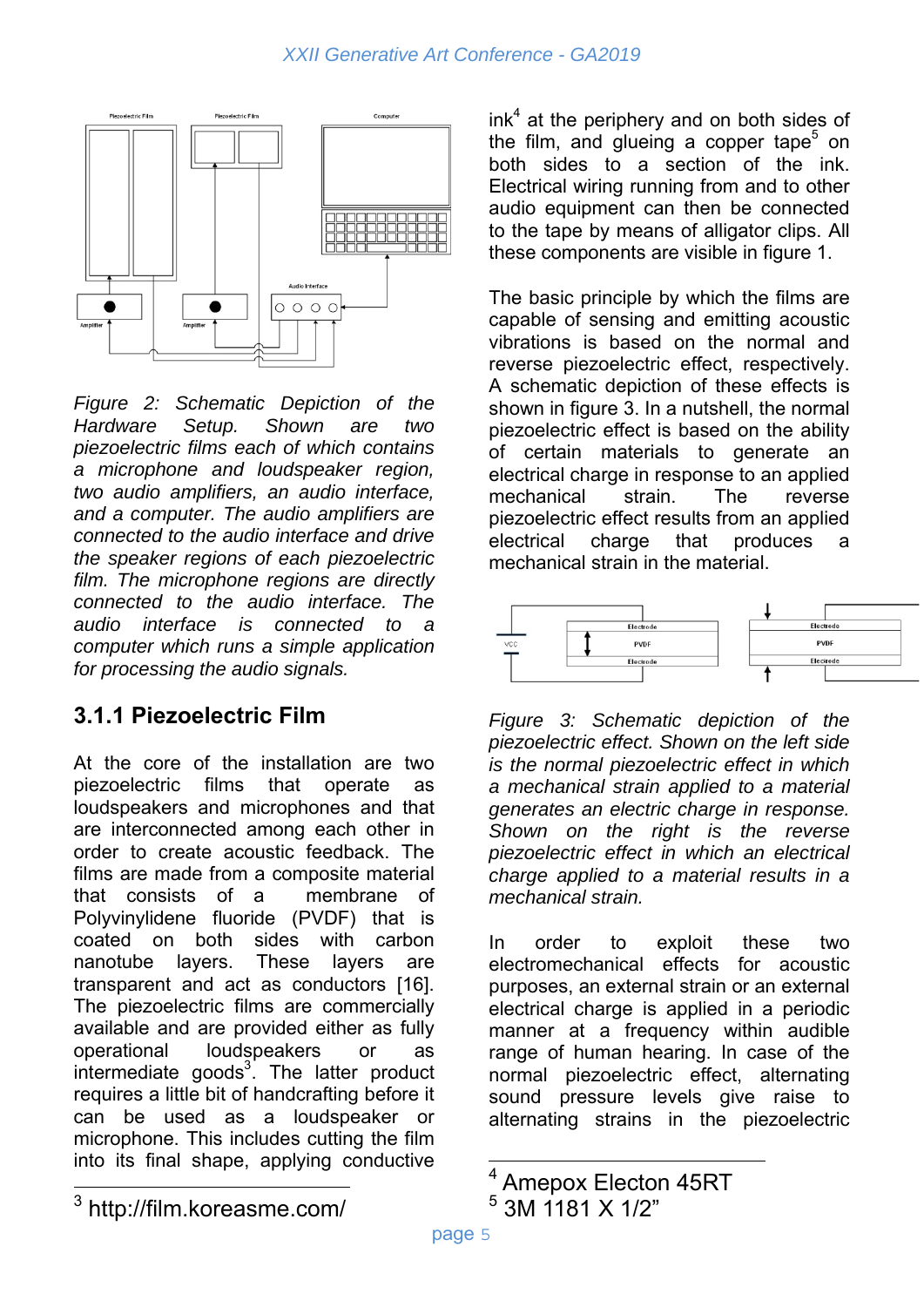*Figure 2: Schematic Depiction of the Hardware Setup. Shown are two piezoelectric films each of which contains a microphone and loudspeaker region, two audio amplifiers, an audio interface, and a computer. The audio amplifiers are connected to the audio interface and drive the speaker regions of each piezoelectric film. The microphone regions are directly connected to the audio interface. The audio interface is connected to a computer which runs a simple application for processing the audio signals.*

### 3.1.1 Piezoelectric Film

At the core of the installation are two piezoelectric films that operate as loudspeakers and microphones and that are interconnected among each other in order to create acoustic feedback. The films are made from a composite material that consists of a membrane of Polyvinylidene fluoride (PVDF) that is coated on both sides with carbon nanotube layers. These layers are transparent and act as conductors [16]. The piezoelectric films are commercially available and are provided either as fully operational loudspeakers or as intermediate goods[3]. The latter product requires a little bit of handcrafting before it can be used as a loudspeaker or microphone. This includes cutting the film into its final shape, applying conductive ink[4] at the periphery and on both sides of the film, and glueing a copper tape[5] on both sides to a section of the ink. Electrical wiring running from and to other audio equipment can then be connected to the tape by means of alligator clips. All these components are visible in figure 1.

The basic principle by which the films are capable of sensing and emitting acoustic vibrations is based on the normal and reverse piezoelectric effect, respectively. A schematic depiction of these effects is shown in figure 3. In a nutshell, the normal piezoelectric effect is based on the ability of certain materials to generate an electrical charge in response to an applied mechanical strain. The reverse piezoelectric effect results from an applied electrical charge that produces a mechanical strain in the material.

*Figure 3: Schematic depiction of the piezoelectric effect. Shown on the left side is the normal piezoelectric effect in which a mechanical strain applied to a material generates an electric charge in response. Shown on the right is the reverse piezoelectric effect in which an electrical charge applied to a material results in a mechanical strain.*

In order to exploit these two electromechanical effects for acoustic purposes, an external strain or an external electrical charge is applied in a periodic manner at a frequency within audible range of human hearing. In case of the normal piezoelectric effect, alternating sound pressure levels give raise to alternating strains in the piezoelectric

---

[3] http://film.koreasme.com/

[4] Amepox Electon 45RT

[5] 3M 1181 X 1/2”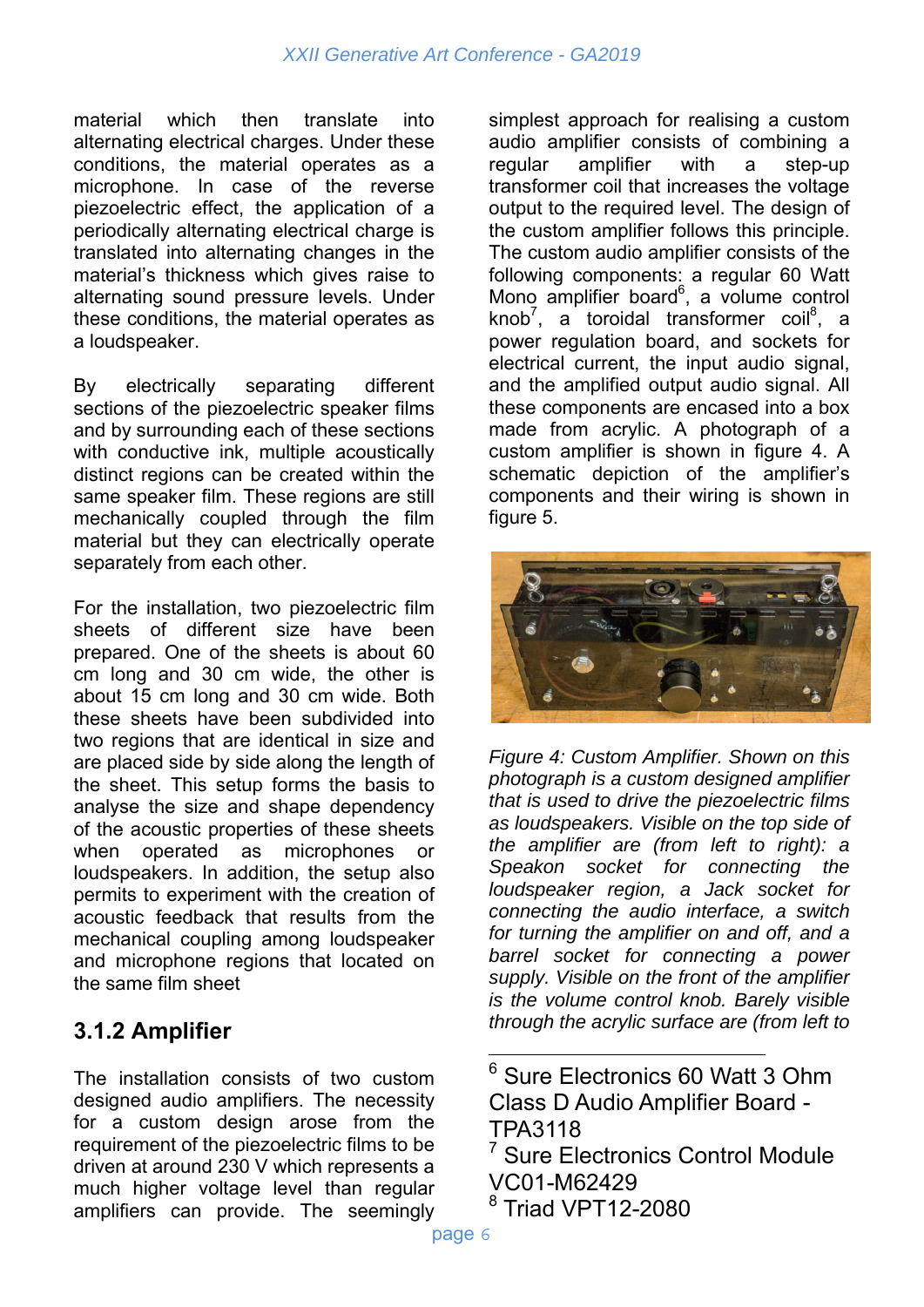material which then translate into alternating electrical charges. Under these conditions, the material operates as a microphone. In case of the reverse piezoelectric effect, the application of a periodically alternating electrical charge is translated into alternating changes in the material's thickness which gives raise to alternating sound pressure levels. Under these conditions, the material operates as a loudspeaker.

By electrically separating different sections of the piezoelectric speaker films and by surrounding each of these sections with conductive ink, multiple acoustically distinct regions can be created within the same speaker film. These regions are still mechanically coupled through the film material but they can electrically operate separately from each other.

For the installation, two piezoelectric film sheets of different size have been prepared. One of the sheets is about 60 cm long and 30 cm wide, the other is about 15 cm long and 30 cm wide. Both these sheets have been subdivided into two regions that are identical in size and are placed side by side along the length of the sheet. This setup forms the basis to analyse the size and shape dependency of the acoustic properties of these sheets when operated as microphones or loudspeakers. In addition, the setup also permits to experiment with the creation of acoustic feedback that results from the mechanical coupling among loudspeaker and microphone regions that located on the same film sheet

### 3.1.2 Amplifier

The installation consists of two custom designed audio amplifiers. The necessity for a custom design arose from the requirement of the piezoelectric films to be driven at around 230 V which represents a much higher voltage level than regular amplifiers can provide. The seemingly simplest approach for realising a custom audio amplifier consists of combining a regular amplifier with a step-up transformer coil that increases the voltage output to the required level. The design of the custom amplifier follows this principle. The custom audio amplifier consists of the following components: a regular 60 Watt Mono amplifier board[6], a volume control knob[7], a toroidal transformer coil[8], a power regulation board, and sockets for electrical current, the input audio signal, and the amplified output audio signal. All these components are encased into a box made from acrylic. A photograph of a custom amplifier is shown in figure 4. A schematic depiction of the amplifier's components and their wiring is shown in figure 5.

*Figure 4: Custom Amplifier. Shown on this photograph is a custom designed amplifier that is used to drive the piezoelectric films as loudspeakers. Visible on the top side of the amplifier are (from left to right): a Speakon socket for connecting the loudspeaker region, a Jack socket for connecting the audio interface, a switch for turning the amplifier on and off, and a barrel socket for connecting a power supply. Visible on the front of the amplifier is the volume control knob. Barely visible through the acrylic surface are (from left to*

---

[6] Sure Electronics 60 Watt 3 Ohm Class D Audio Amplifier Board - TPA3118

[7] Sure Electronics Control Module VC01-M62429

[8] Triad VPT12-2080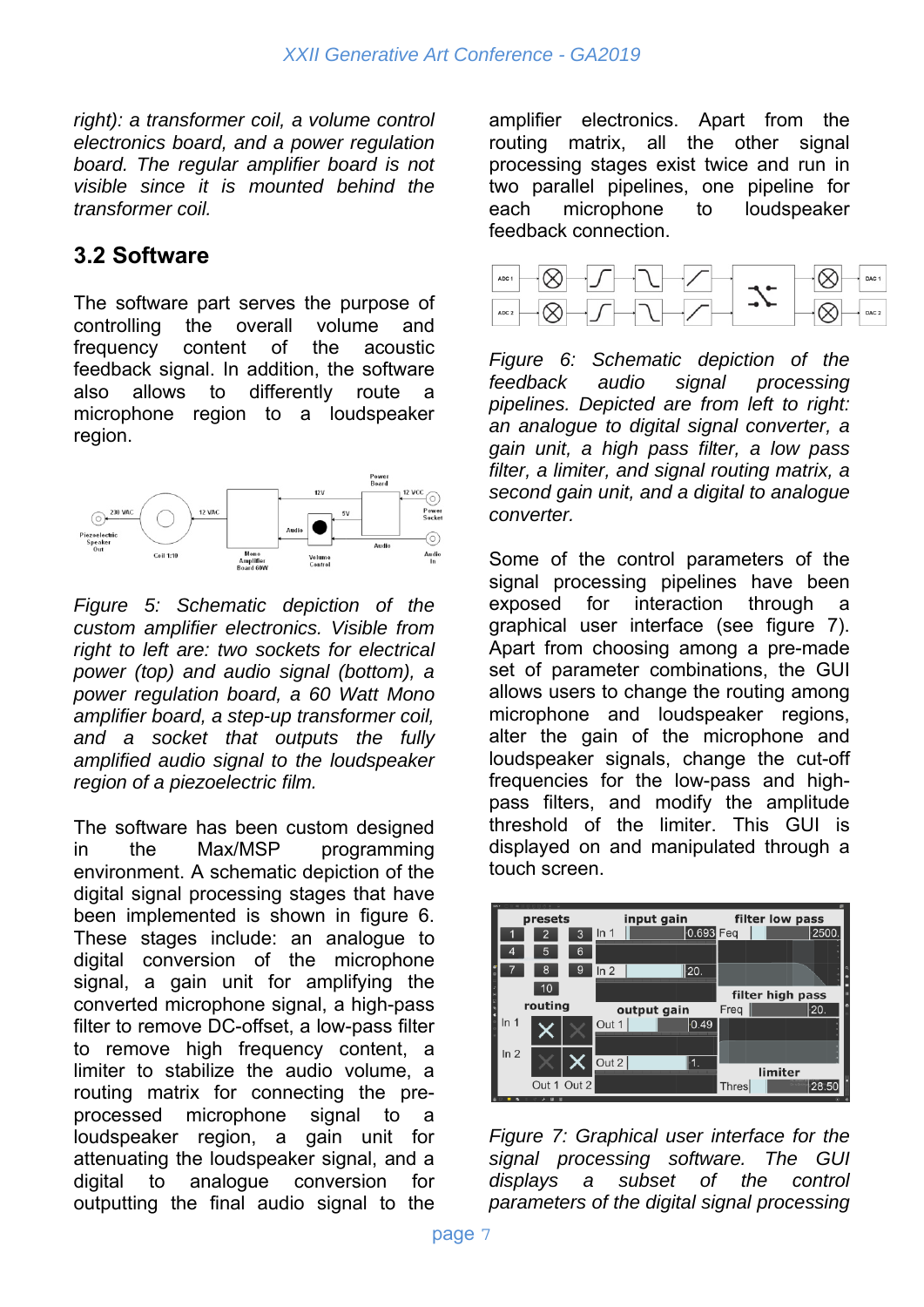*right): a transformer coil, a volume control electronics board, and a power regulation board. The regular amplifier board is not visible since it is mounted behind the transformer coil.*

## 3.2 Software

The software part serves the purpose of controlling the overall volume and frequency content of the acoustic feedback signal. In addition, the software also allows to differently route a microphone region to a loudspeaker region.

*Figure 5: Schematic depiction of the custom amplifier electronics. Visible from right to left are: two sockets for electrical power (top) and audio signal (bottom), a power regulation board, a 60 Watt Mono amplifier board, a step-up transformer coil, and a socket that outputs the fully amplified audio signal to the loudspeaker region of a piezoelectric film.*

The software has been custom designed in the Max/MSP programming environment. A schematic depiction of the digital signal processing stages that have been implemented is shown in figure 6. These stages include: an analogue to digital conversion of the microphone signal, a gain unit for amplifying the converted microphone signal, a high-pass filter to remove DC-offset, a low-pass filter to remove high frequency content, a limiter to stabilize the audio volume, a routing matrix for connecting the pre-processed microphone signal to a loudspeaker region, a gain unit for attenuating the loudspeaker signal, and a digital to analogue conversion for outputting the final audio signal to the amplifier electronics. Apart from the routing matrix, all the other signal processing stages exist twice and run in two parallel pipelines, one pipeline for each microphone to loudspeaker feedback connection.

*Figure 6: Schematic depiction of the feedback audio signal processing pipelines. Depicted are from left to right: an analogue to digital converter, a gain unit, a high pass filter, a low pass filter, a limiter, and signal routing matrix, a second gain unit, and a digital to analogue converter.*

Some of the control parameters of the signal processing pipelines have been exposed for interaction through a graphical user interface (see figure 7). Apart from choosing among a pre-made set of parameter combinations, the GUI allows users to change the routing among microphone and loudspeaker regions, alter the gain of the microphone and loudspeaker signals, change the cut-off frequencies for the low-pass and high-pass filters, and modify the amplitude threshold of the limiter. This GUI is displayed on and manipulated through a touch screen.

*Figure 7: Graphical user interface for the signal processing software. The GUI displays a subset of the control parameters of the digital signal processing*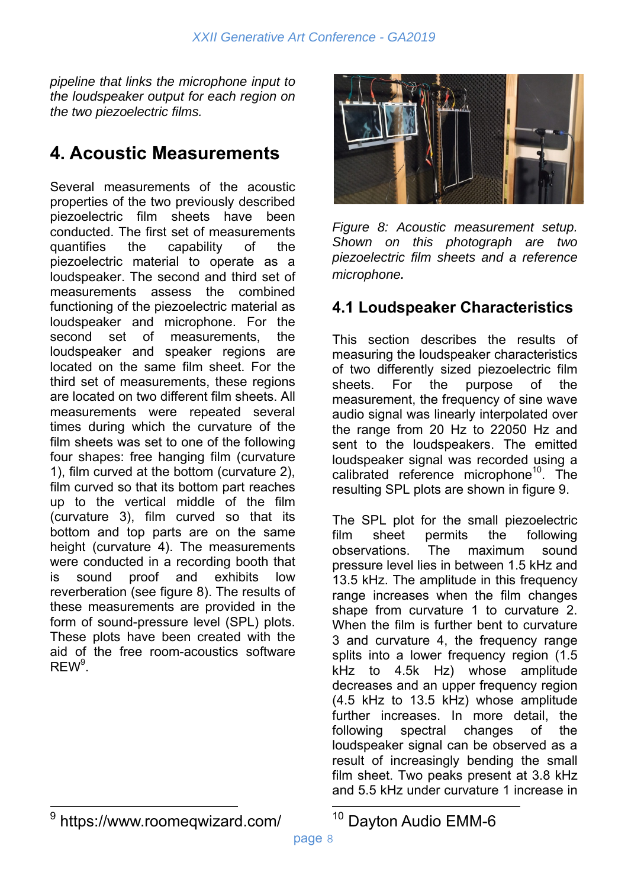*pipeline that links the microphone input to the loudspeaker output for each region on the two piezoelectric films.*

## 4. Acoustic Measurements

Several measurements of the acoustic properties of the two previously described piezoelectric film sheets have been conducted. The first set of measurements quantifies the capability of the piezoelectric material to operate as a loudspeaker. The second and third set of measurements assess the combined functioning of the piezoelectric material as loudspeaker and microphone. For the second set of measurements, the loudspeaker and speaker regions are located on the same film sheet. For the third set of measurements, these regions are located on two different film sheets. All measurements were repeated several times during which the curvature of the film sheets was set to one of the following four shapes: free hanging film (curvature 1), film curved at the bottom (curvature 2), film curved so that its bottom part reaches up to the vertical middle of the film (curvature 3), film curved so that its bottom and top parts are on the same height (curvature 4). The measurements were conducted in a recording booth that is sound proof and exhibits low reverberation (see figure 8). The results of these measurements are provided in the form of sound-pressure level (SPL) plots. These plots have been created with the aid of the free room-acoustics software REW[9].

*Figure 8: Acoustic measurement setup. Shown on this photograph are two piezoelectric film sheets and a reference microphone.*

### 4.1 Loudspeaker Characteristics

This section describes the results of measuring the loudspeaker characteristics of two differently sized piezoelectric film sheets. For the purpose of the measurement, the frequency of sine wave audio signal was linearly interpolated over the range from 20 Hz to 22050 Hz and sent to the loudspeakers. The emitted loudspeaker signal was recorded using a calibrated reference microphone[10]. The resulting SPL plots are shown in figure 9.

The SPL plot for the small piezoelectric film sheet permits the following observations. The maximum sound pressure level lies in between 1.5 kHz and 13.5 kHz. The amplitude in this frequency range increases when the film changes shape from curvature 1 to curvature 2. When the film is further bent to curvature 3 and curvature 4, the frequency range splits into a lower frequency region (1.5 kHz to 4.5k Hz) whose amplitude decreases and an upper frequency region (4.5 kHz to 13.5 kHz) whose amplitude further increases. In more detail, the following spectral changes of the loudspeaker signal can be observed as a result of increasingly bending the small film sheet. Two peaks present at 3.8 kHz and 5.5 kHz under curvature 1 increase in

[9] https://www.roomeqwizard.com/

[10] Dayton Audio EMM-6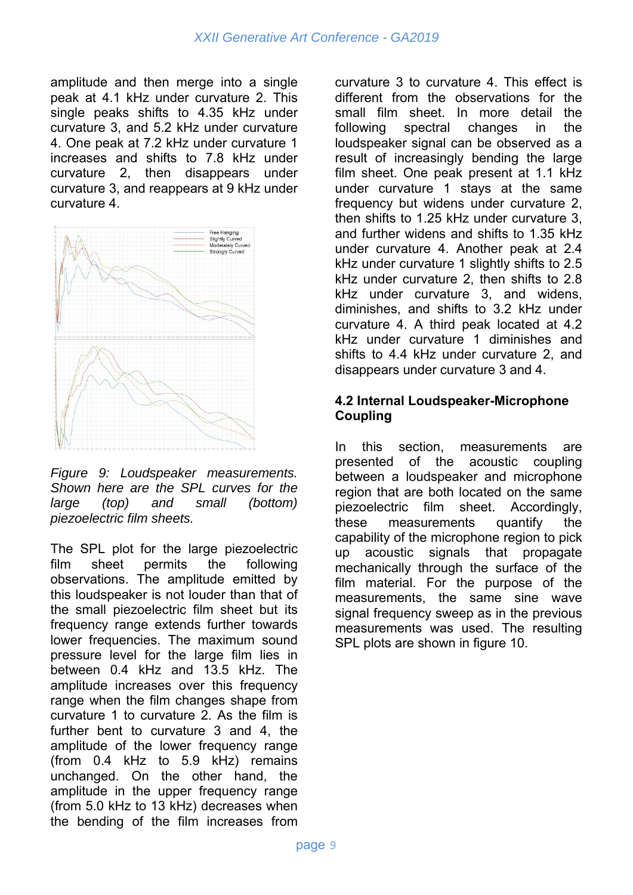amplitude and then merge into a single peak at 4.1 kHz under curvature 2. This single peaks shifts to 4.35 kHz under curvature 3, and 5.2 kHz under curvature 4. One peak at 7.2 kHz under curvature 1 increases and shifts to 7.8 kHz under curvature 2, then disappears under curvature 3, and reappears at 9 kHz under curvature 4.

*Figure 9: Loudspeaker measurements. Shown here are the SPL curves for the large (top) and small (bottom) piezoelectric film sheets.*

The SPL plot for the large piezoelectric film sheet permits the following observations. The amplitude emitted by this loudspeaker is not louder than that of the small piezoelectric film sheet but its frequency range extends further towards lower frequencies. The maximum sound pressure level for the large film lies in between 0.4 kHz and 13.5 kHz. The amplitude increases over this frequency range when the film changes shape from curvature 1 to curvature 2. As the film is further bent to curvature 3 and 4, the amplitude of the lower frequency range (from 0.4 kHz to 5.9 kHz) remains unchanged. On the other hand, the amplitude in the upper frequency range (from 5.0 kHz to 13 kHz) decreases when the bending of the film increases from curvature 3 to curvature 4. This effect is different from the observations for the small film sheet. In more detail the following spectral changes in the loudspeaker signal can be observed as a result of increasingly bending the large film sheet. One peak present at 1.1 kHz under curvature 1 stays at the same frequency but widens under curvature 2, then shifts to 1.25 kHz under curvature 3, and further widens and shifts to 1.35 kHz under curvature 4. Another peak at 2.4 kHz under curvature 1 slightly shifts to 2.5 kHz under curvature 2, then shifts to 2.8 kHz under curvature 3, and widens, diminishes, and shifts to 3.2 kHz under curvature 4. A third peak located at 4.2 kHz under curvature 1 diminishes and shifts to 4.4 kHz under curvature 2, and disappears under curvature 3 and 4.

### 4.2 Internal Loudspeaker-Microphone Coupling

In this section, measurements are presented of the acoustic coupling between a loudspeaker and microphone region that are both located on the same piezoelectric film sheet. Accordingly, these measurements quantify the capability of the microphone region to pick up acoustic signals that propagate mechanically through the surface of the film material. For the purpose of the measurements, the same sine wave signal frequency sweep as in the previous measurements was used. The resulting SPL plots are shown in figure 10.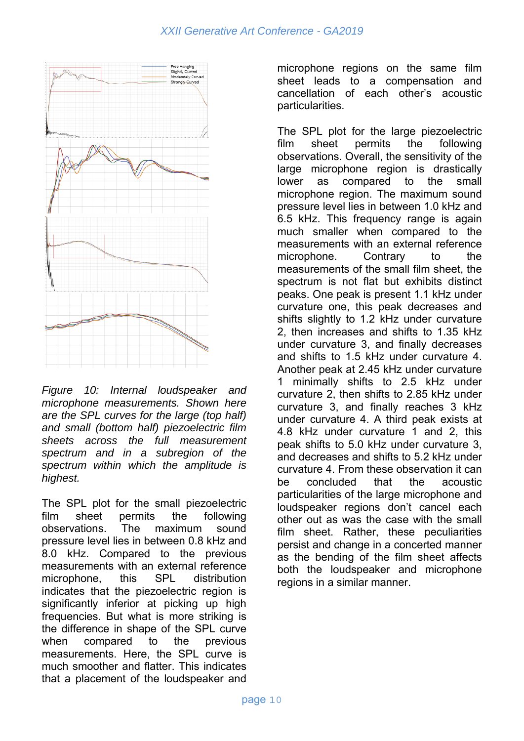*Figure 10: Internal loudspeaker and microphone measurements. Shown here are the SPL curves for the large (top half) and small (bottom half) piezoelectric film sheets across the full measurement spectrum and in a subregion of the spectrum within which the amplitude is highest.*

The SPL plot for the small piezoelectric film sheet permits the following observations. The maximum sound pressure level lies in between 0.8 kHz and 8.0 kHz. Compared to the previous measurements with an external reference microphone, this SPL distribution indicates that the piezoelectric region is significantly inferior at picking up high frequencies. But what is more striking is the difference in shape of the SPL curve when compared to the previous measurements. Here, the SPL curve is much smoother and flatter. This indicates that a placement of the loudspeaker and microphone regions on the same film sheet leads to a compensation and cancellation of each other's acoustic particularities.

The SPL plot for the large piezoelectric film sheet permits the following observations. Overall, the sensitivity of the large microphone region is drastically lower as compared to the small microphone region. The maximum sound pressure level lies in between 1.0 kHz and 6.5 kHz. This frequency range is again much smaller when compared to the measurements with an external reference microphone. Contrary to the measurements of the small film sheet, the spectrum is not flat but exhibits distinct peaks. One peak is present 1.1 kHz under curvature one, this peak decreases and shifts slightly to 1.2 kHz under curvature 2, then increases and shifts to 1.35 kHz under curvature 3, and finally decreases and shifts to 1.5 kHz under curvature 4. Another peak at 2.45 kHz under curvature 1 minimally shifts to 2.5 kHz under curvature 2, then shifts to 2.85 kHz under curvature 3, and finally reaches 3 kHz under curvature 4. A third peak exists at 4.8 kHz under curvature 1 and 2, this peak shifts to 5.0 kHz under curvature 3, and decreases and shifts to 5.2 kHz under curvature 4. From these observation it can be concluded that the acoustic particularities of the large microphone and loudspeaker regions don't cancel each other out as was the case with the small film sheet. Rather, these peculiarities persist and change in a concerted manner as the bending of the film sheet affects both the loudspeaker and microphone regions in a similar manner.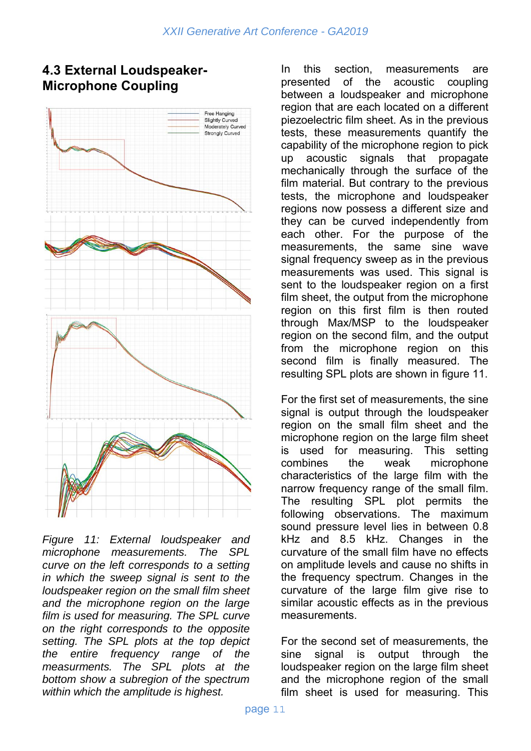## 4.3 External Loudspeaker-Microphone Coupling

*Figure 11: External loudspeaker and microphone measurements. The SPL curve on the left corresponds to a setting in which the sweep signal is sent to the loudspeaker region on the small film sheet and the microphone region on the large film is used for measuring. The SPL curve on the right corresponds to the opposite setting. The SPL plots at the top depict the entire frequency range of the measurments. The SPL plots at the bottom show a subregion of the spectrum within which the amplitude is highest.*

In this section, measurements are presented of the acoustic coupling between a loudspeaker and microphone region that are each located on a different piezoelectric film sheet. As in the previous tests, these measurements quantify the capability of the microphone region to pick up acoustic signals that propagate mechanically through the surface of the film material. But contrary to the previous tests, the microphone and loudspeaker regions now possess a different size and they can be curved independently from each other. For the purpose of the measurements, the same sine wave signal frequency sweep as in the previous measurements was used. This signal is sent to the loudspeaker region on a first film sheet, the output from the microphone region on this first film is then routed through Max/MSP to the loudspeaker region on the second film, and the output from the microphone region on this second film is finally measured. The resulting SPL plots are shown in figure 11.

For the first set of measurements, the sine signal is output through the loudspeaker region on the small film sheet and the microphone region on the large film sheet is used for measuring. This setting combines the weak microphone characteristics of the large film with the narrow frequency range of the small film. The resulting SPL plot permits the following observations. The maximum sound pressure level lies in between 0.8 kHz and 8.5 kHz. Changes in the curvature of the small film have no effects on amplitude levels and cause no shifts in the frequency spectrum. Changes in the curvature of the large film give rise to similar acoustic effects as in the previous measurements.

For the second set of measurements, the sine signal is output through the loudspeaker region on the large film sheet and the microphone region of the small film sheet is used for measuring. This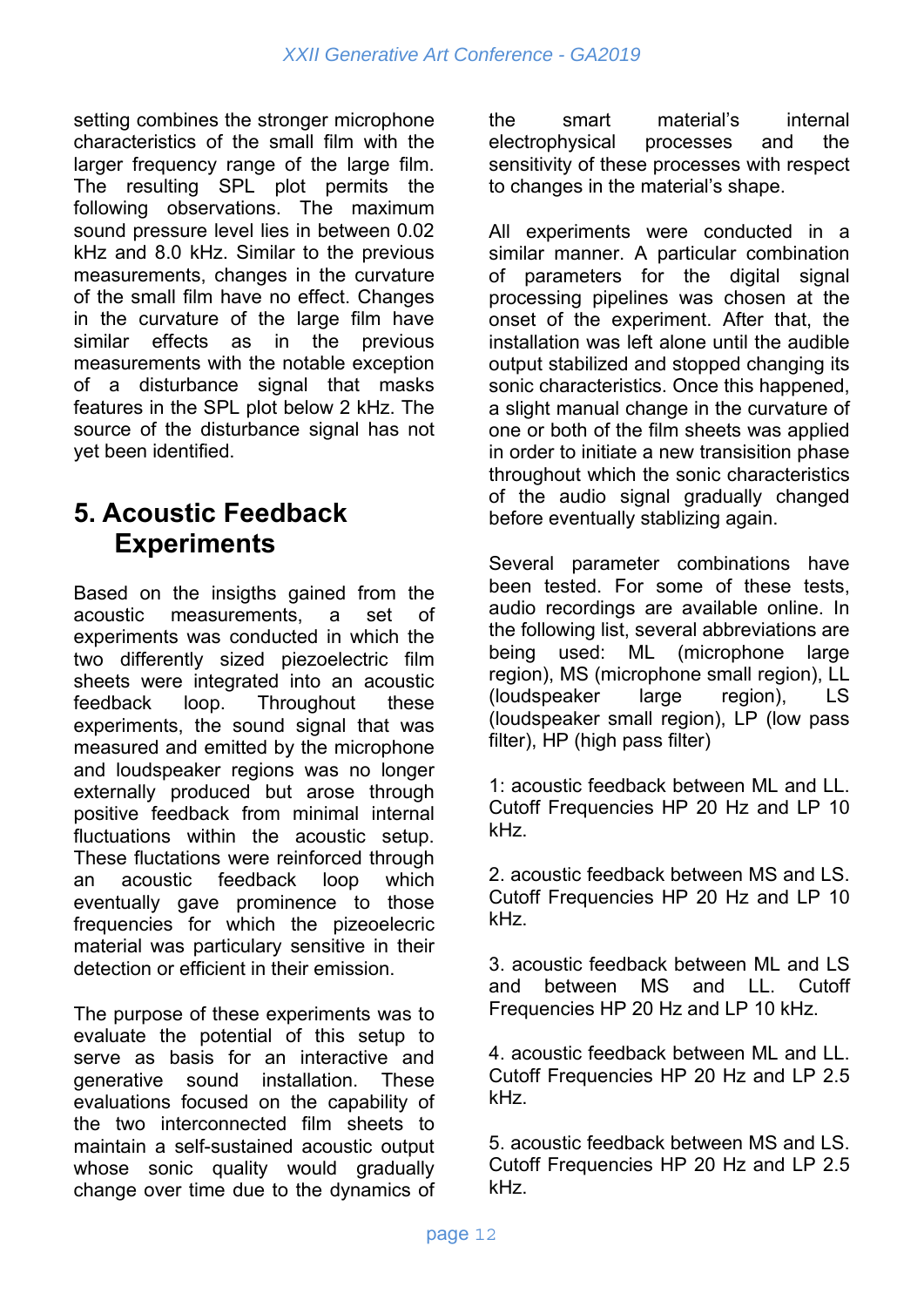setting combines the stronger microphone characteristics of the small film with the larger frequency range of the large film. The resulting SPL plot permits the following observations. The maximum sound pressure level lies in between 0.02 kHz and 8.0 kHz. Similar to the previous measurements, changes in the curvature of the small film have no effect. Changes in the curvature of the large film have similar effects as in the previous measurements with the notable exception of a disturbance signal that masks features in the SPL plot below 2 kHz. The source of the disturbance signal has not yet been identified.

## 5. Acoustic Feedback Experiments

Based on the insigths gained from the acoustic measurements, a set of experiments was conducted in which the two differently sized piezoelectric film sheets were integrated into an acoustic feedback loop. Throughout these experiments, the sound signal that was measured and emitted by the microphone and loudspeaker regions was no longer externally produced but arose through positive feedback from minimal internal fluctuations within the acoustic setup. These fluctations were reinforced through an acoustic feedback loop which eventually gave prominence to those frequencies for which the pizeoelecric material was particulary sensitive in their detection or efficient in their emission.

The purpose of these experiments was to evaluate the potential of this setup to serve as basis for an interactive and generative sound installation. These evaluations focused on the capability of the two interconnected film sheets to maintain a self-sustained acoustic output whose sonic quality would gradually change over time due to the dynamics of the smart material's internal electrophysical processes and the sensitivity of these processes with respect to changes in the material's shape.

All experiments were conducted in a similar manner. A particular combination of parameters for the digital signal processing pipelines was chosen at the onset of the experiment. After that, the installation was left alone until the audible output stabilized and stopped changing its sonic characteristics. Once this happened, a slight manual change in the curvature of one or both of the film sheets was applied in order to initiate a new transisition phase throughout which the sonic characteristics of the audio signal gradually changed before eventually stablizing again.

Several parameter combinations have been tested. For some of these tests, audio recordings are available online. In the following list, several abbreviations are being used: ML (microphone large region), MS (microphone small region), LL (loudspeaker large region), LS (loudspeaker small region), LP (low pass filter), HP (high pass filter)

1: acoustic feedback between ML and LL. Cutoff Frequencies HP 20 Hz and LP 10 kHz.

2. acoustic feedback between MS and LS. Cutoff Frequencies HP 20 Hz and LP 10 kHz.

3. acoustic feedback between ML and LS and between MS and LL. Cutoff Frequencies HP 20 Hz and LP 10 kHz.

4. acoustic feedback between ML and LL. Cutoff Frequencies HP 20 Hz and LP 2.5 kHz.

5. acoustic feedback between MS and LS. Cutoff Frequencies HP 20 Hz and LP 2.5 kHz.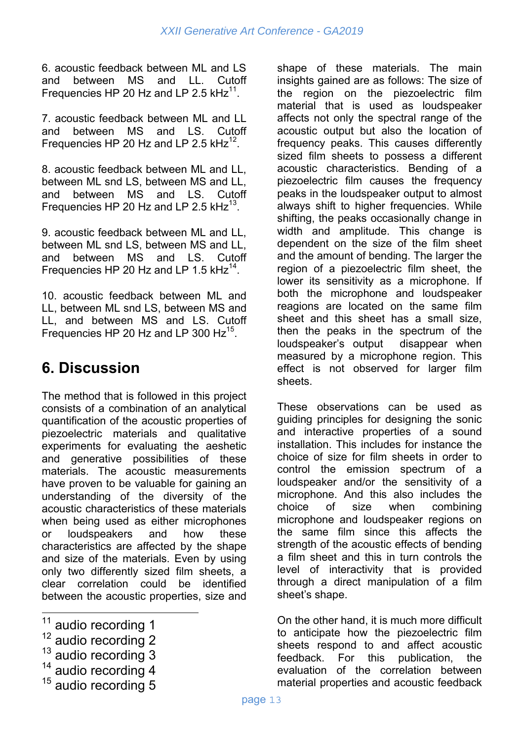6. acoustic feedback between ML and LS and between MS and LL. Cutoff Frequencies HP 20 Hz and LP 2.5 kHz[11].

7. acoustic feedback between ML and LL and between MS and LS. Cutoff Frequencies HP 20 Hz and LP 2.5 kHz[12].

8. acoustic feedback between ML and LL, between ML snd LS, between MS and LL, and between MS and LS. Cutoff Frequencies HP 20 Hz and LP 2.5 kHz[13].

9. acoustic feedback between ML and LL, between ML snd LS, between MS and LL, and between MS and LS. Cutoff Frequencies HP 20 Hz and LP 1.5 kHz[14].

10. acoustic feedback between ML and LL, between ML snd LS, between MS and LL, and between MS and LS. Cutoff Frequencies HP 20 Hz and LP 300 Hz[15].

## 6. Discussion

The method that is followed in this project consists of a combination of an analytical quantification of the acoustic properties of piezoelectric materials and qualitative experiments for evaluating the aeshetic and generative possibilities of these materials. The acoustic measurements have proven to be valuable for gaining an understanding of the diversity of the acoustic characteristics of these materials when being used as either microphones or loudspeakers and how these characteristics are affected by the shape and size of the materials. Even by using only two differently sized film sheets, a clear correlation could be identified between the acoustic properties, size and shape of these materials. The main insights gained are as follows: The size of the region on the piezoelectric film material that is used as loudspeaker affects not only the spectral range of the acoustic output but also the location of frequency peaks. This causes differently sized film sheets to possess a different acoustic characteristics. Bending of a piezoelectric film causes the frequency peaks in the loudspeaker output to almost always shift to higher frequencies. While shifting, the peaks occasionally change in width and amplitude. This change is dependent on the size of the film sheet and the amount of bending. The larger the region of a piezoelectric film sheet, the lower its sensitivity as a microphone. If both the microphone and loudspeaker reagions are located on the same film sheet and this sheet has a small size, then the peaks in the spectrum of the loudspeaker's output disappear when measured by a microphone region. This effect is not observed for larger film sheets.

These observations can be used as guiding principles for designing the sonic and interactive properties of a sound installation. This includes for instance the choice of size for film sheets in order to control the emission spectrum of a loudspeaker and/or the sensitivity of a microphone. And this also includes the choice of size when combining microphone and loudspeaker regions on the same film since this affects the strength of the acoustic effects of bending a film sheet and this in turn controls the level of interactivity that is provided through a direct manipulation of a film sheet's shape.

On the other hand, it is much more difficult to anticipate how the piezoelectric film sheets respond to and affect acoustic feedback. For this publication, the evaluation of the correlation between material properties and acoustic feedback

---

[11] audio recording 1
[12] audio recording 2
[13] audio recording 3
[14] audio recording 4
[15] audio recording 5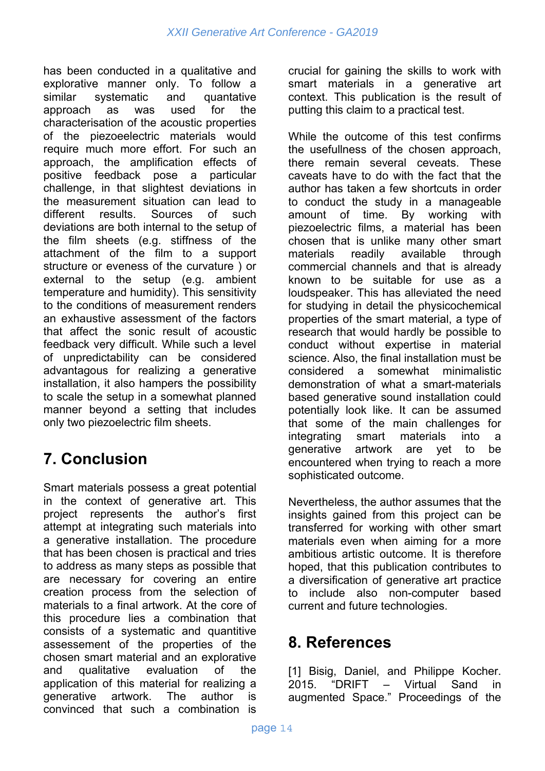has been conducted in a qualitative and explorative manner only. To follow a similar systematic and quantative approach as was used for the characterisation of the acoustic properties of the piezoeelectric materials would require much more effort. For such an approach, the amplification effects of positive feedback pose a particular challenge, in that slightest deviations in the measurement situation can lead to different results. Sources of such deviations are both internal to the setup of the film sheets (e.g. stiffness of the attachment of the film to a support structure or eveness of the curvature ) or external to the setup (e.g. ambient temperature and humidity). This sensitivity to the conditions of measurement renders an exhaustive assessment of the factors that affect the sonic result of acoustic feedback very difficult. While such a level of unpredictability can be considered advantagous for realizing a generative installation, it also hampers the possibility to scale the setup in a somewhat planned manner beyond a setting that includes only two piezoelectric film sheets.

## 7. Conclusion

Smart materials possess a great potential in the context of generative art. This project represents the author's first attempt at integrating such materials into a generative installation. The procedure that has been chosen is practical and tries to address as many steps as possible that are necessary for covering an entire creation process from the selection of materials to a final artwork. At the core of this procedure lies a combination that consists of a systematic and quantitive assessement of the properties of the chosen smart material and an explorative and qualitative evaluation of the application of this material for realizing a generative artwork. The author is convinced that such a combination is crucial for gaining the skills to work with smart materials in a generative art context. This publication is the result of putting this claim to a practical test.

While the outcome of this test confirms the usefullness of the chosen approach, there remain several ceveats. These caveats have to do with the fact that the author has taken a few shortcuts in order to conduct the study in a manageable amount of time. By working with piezoelectric films, a material has been chosen that is unlike many other smart materials readily available through commercial channels and that is already known to be suitable for use as a loudspeaker. This has alleviated the need for studying in detail the physicochemical properties of the smart material, a type of research that would hardly be possible to conduct without expertise in material science. Also, the final installation must be considered a somewhat minimalistic demonstration of what a smart-materials based generative sound installation could potentially look like. It can be assumed that some of the main challenges for integrating smart materials into a generative artwork are yet to be encountered when trying to reach a more sophisticated outcome.

Nevertheless, the author assumes that the insights gained from this project can be transferred for working with other smart materials even when aiming for a more ambitious artistic outcome. It is therefore hoped, that this publication contributes to a diversification of generative art practice to include also non-computer based current and future technologies.

## 8. References

[1] Bisig, Daniel, and Philippe Kocher. 2015. "DRIFT – Virtual Sand in augmented Space." Proceedings of the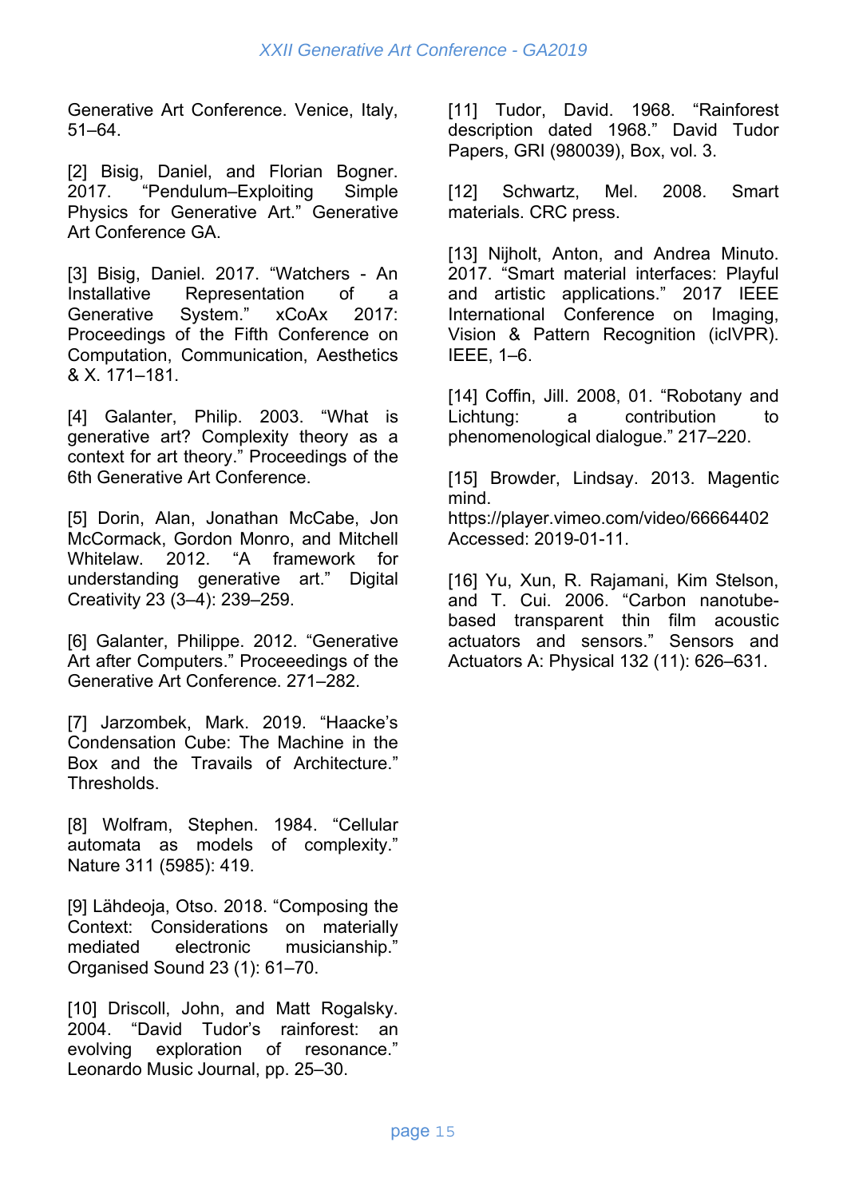Generative Art Conference. Venice, Italy, 51–64.

[2] Bisig, Daniel, and Florian Bogner. 2017. "Pendulum–Exploiting Simple Physics for Generative Art." Generative Art Conference GA.

[3] Bisig, Daniel. 2017. "Watchers - An Installative Representation of a Generative System." xCoAx 2017: Proceedings of the Fifth Conference on Computation, Communication, Aesthetics & X. 171–181.

[4] Galanter, Philip. 2003. "What is generative art? Complexity theory as a context for art theory." Proceedings of the 6th Generative Art Conference.

[5] Dorin, Alan, Jonathan McCabe, Jon McCormack, Gordon Monro, and Mitchell Whitelaw. 2012. "A framework for understanding generative art." Digital Creativity 23 (3–4): 239–259.

[6] Galanter, Philippe. 2012. "Generative Art after Computers." Proceeedings of the Generative Art Conference. 271–282.

[7] Jarzombek, Mark. 2019. "Haacke's Condensation Cube: The Machine in the Box and the Travails of Architecture." Thresholds.

[8] Wolfram, Stephen. 1984. "Cellular automata as models of complexity." Nature 311 (5985): 419.

[9] Lähdeoja, Otso. 2018. "Composing the Context: Considerations on materially mediated electronic musicianship." Organised Sound 23 (1): 61–70.

[10] Driscoll, John, and Matt Rogalsky. 2004. "David Tudor's rainforest: an evolving exploration of resonance." Leonardo Music Journal, pp. 25–30.

[11] Tudor, David. 1968. "Rainforest description dated 1968." David Tudor Papers, GRI (980039), Box, vol. 3.

[12] Schwartz, Mel. 2008. Smart materials. CRC press.

[13] Nijholt, Anton, and Andrea Minuto. 2017. "Smart material interfaces: Playful and artistic applications." 2017 IEEE International Conference on Imaging, Vision & Pattern Recognition (icIVPR). IEEE, 1–6.

[14] Coffin, Jill. 2008, 01. "Robotany and Lichtung: a contribution to phenomenological dialogue." 217–220.

[15] Browder, Lindsay. 2013. Magentic mind. https://player.vimeo.com/video/66664402 Accessed: 2019-01-11.

[16] Yu, Xun, R. Rajamani, Kim Stelson, and T. Cui. 2006. "Carbon nanotube-based transparent thin film acoustic actuators and sensors." Sensors and Actuators A: Physical 132 (11): 626–631.